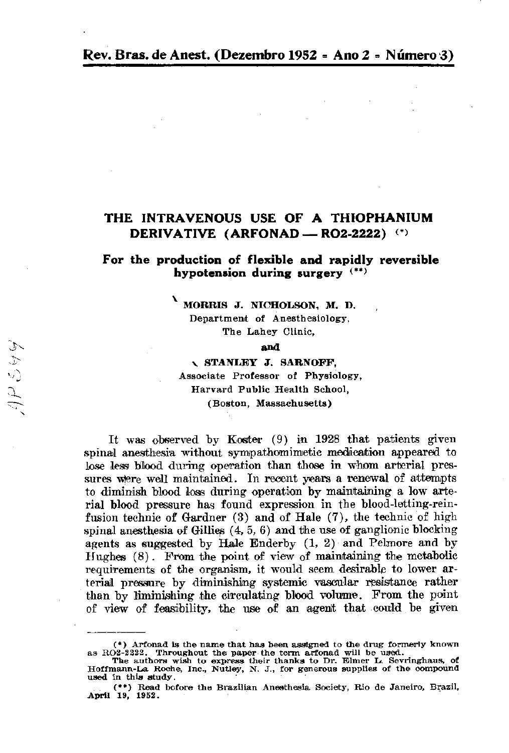# THE INTRAVENOUS USE OF A THIOPHANIUM DERIVATIVE (ARFONAD — RO2-2222) (\*)

## For the production of flexible and rapidly reversible hypotension during surgery (\*\*)

**MORRIS J. NICHOLSON, M. D.**
Department of Anesthesiology,
The Lahey Clinic,

**and**

**STANLEY J. SARNOFF,**
Associate Professor of Physiology,
Harvard Public Health School,
(Boston, Massachusetts)

It was observed by Koster (9) in 1928 that patients given spinal anesthesia without sympathomimetic medication appeared to lose less blood during operation than those in whom arterial pressures were well maintained. In recent years a renewal of attempts to diminish blood loss during operation by maintaining a low arterial blood pressure has found expression in the blood-letting-reinfusion technic of Gardner (3) and of Hale (7), the technic of high spinal anesthesia of Gillies (4, 5, 6) and the use of ganglionic blocking agents as suggested by Hale Enderby (1, 2) and Pelmore and by Hughes (8). From the point of view of maintaining the metabolic requirements of the organism, it would seem desirable to lower arterial pressure by diminishing systemic vascular resistance rather than by liminishing the circulating blood volume. From the point of view of feasibility, the use of an agent that could be given

---

(\*) Arfonad is the name that has been assigned to the drug formerly known as RO2-2222. Throughout the paper the term arfonad will be used.
The authors wish to express their thanks to Dr. Elmer L. Sevringhaus, of Hoffmann-La Roche, Inc., Nutley, N. J., for generous supplies of the compound used in this study.

(\*\*) Read before the Brazilian Anesthesia Society, Rio de Janeiro, Brazil, April 19, 1952.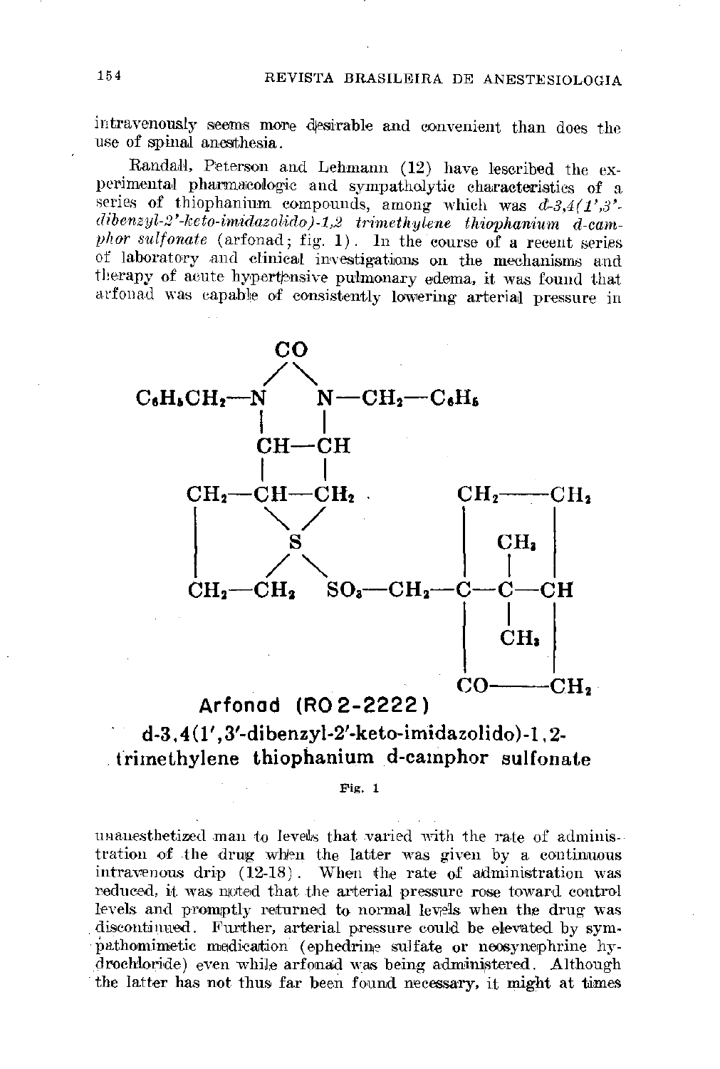intravenously seems more desirable and convenient than does the use of spinal anesthesia.

Randall, Peterson and Lehmann (12) have lescribed the experimental pharmacologic and sympatholytic characteristics of a series of thiophanium compounds, among which was *d-3,4(1',3'-dibenzyl-2'-keto-imidazolido)-1,2 trimethylene thiophanium d-camphor sulfonate* (arfonad; fig. 1). In the course of a recent series of laboratory and clinical investigations on the mechanisms and therapy of acute hypertensive pulmonary edema, it was found that arfonad was capable of consistently lowering arterial pressure in

```
                 CO
                /  \
C6H5CH2—N        N—CH2—C6H5
        |        |
        CH——————CH
        |        |
CH2—————CH——————CH2          CH2————————CH2
 |        \    /              |          |
 |          S                 |    CH3   |
 |        /   \               |     |    |
CH2————CH2     SO3—CH2————————C—————C————CH
                              |     |    |
                              |    CH3   |
                              |          |
                              CO————————CH2
```

**Arfonad (RO 2-2222)**

**d-3,4(1',3'-dibenzyl-2'-keto-imidazolido)-1,2-trimethylene thiophanium d-camphor sulfonate**

Fig. 1

unanesthetized man to levels that varied with the rate of administration of the drug when the latter was given by a continuous intravenous drip (12-18). When the rate of administration was reduced, it was noted that the arterial pressure rose toward control levels and promptly returned to normal levels when the drug was discontinued. Further, arterial pressure could be elevated by sympathomimetic medication (ephedrine sulfate or neosynephrine hydrochloride) even while arfonad was being administered. Although the latter has not thus far been found necessary, it might at times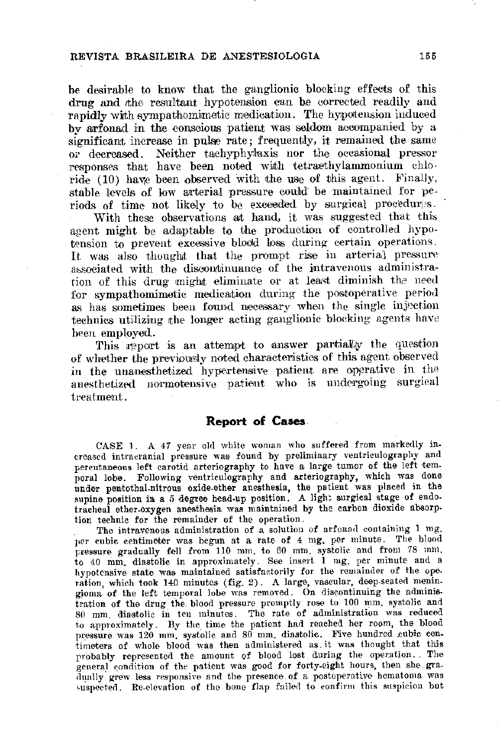be desirable to know that the ganglionic blocking effects of this drug and the resultant hypotension can be corrected readily and rapidly with sympathomimetic medication. The hypotension induced by arfonad in the conscious patient was seldom accompanied by a significant increase in pulse rate; frequently, it remained the same or decreased. Neither tachyphylaxis nor the occasional pressor responses that have been noted with tetraethylammonium chloride (10) have been observed with the use of this agent. Finally, stable levels of low arterial pressure could be maintained for periods of time not likely to be exceeded by surgical procedures.

With these observations at hand, it was suggested that this agent might be adaptable to the production of controlled hypotension to prevent excessive blood loss during certain operations. It was also thought that the prompt rise in arterial pressure associated with the discontinuance of the intravenous administration of this drug might eliminate or at least diminish the need for sympathomimetic medication during the postoperative period as has sometimes been found necessary when the single injection technics utilizing the longer acting ganglionic blocking agents have been employed.

This report is an attempt to answer partially the question of whether the previously noted characteristics of this agent observed in the unanesthetized hypertensive patient are operative in the anesthetized normotensive patient who is undergoing surgical treatment.

## Report of Cases

CASE 1. A 47 year old white woman who suffered from markedly increased intracranial pressure was found by preliminary ventriculography and percutaneous left carotid arteriography to have a large tumor of the left temporal lobe. Following ventriculography and arteriography, which was done under pentothal-nitrous oxide-ether anesthesia, the patient was placed in the supine position in a 5 degree head-up position. A light surgical stage of endotracheal ether-oxygen anesthesia was maintained by the carbon dioxide absorption technic for the remainder of the operation.

The intravenous administration of a solution of arfonad containing 1 mg. per cubic centimeter was begun at a rate of 4 mg. per minute. The blood pressure gradually fell from 110 mm. to 60 mm. systolic and from 78 mm. to 40 mm. diastolic in approximately. See insert 1 mg. per minute and a hypotensive state was maintained satisfactorily for the remainder of the operation, which took 140 minutes (fig. 2). A large, vascular, deep-seated meningioma of the left temporal lobe was removed. On discontinuing the administration of the drug the blood pressure promptly rose to 100 mm. systolic and 80 mm. diastolic in ten minutes. The rate of administration was reduced to approximately. By the time the patient had reached her room, the blood pressure was 120 mm. systolic and 80 mm. diastolic. Five hundred cubic centimeters of whole blood was then administered as it was thought that this probably represented the amount of blood lost during the operation. The general condition of the patient was good for forty-eight hours, then she gradually grew less responsive and the presence of a postoperative hematoma was suspected. Re-elevation of the bone flap failed to confirm this suspicion but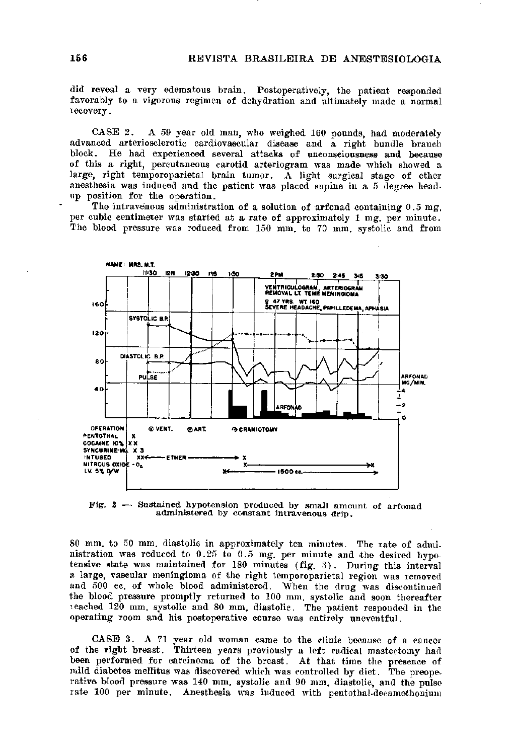did reveal a very edematous brain. Postoperatively, the patient responded favorably to a vigorous regimen of dehydration and ultimately made a normal recovery.

CASE 2. A 59 year old man, who weighed 160 pounds, had moderately advanced arteriosclerotic cardiovascular disease and a right bundle branch block. He had experienced several attacks of unconsciousness and because of this a right, percutaneous carotid arteriogram was made which showed a large, right temporoparietal brain tumor. A light surgical stage of ether anesthesia was induced and the patient was placed supine in a 5 degree head-up position for the operation.

The intravenous administration of a solution of arfonad containing 0.5 mg. per cubic centimeter was started at a rate of approximately 1 mg. per minute. The blood pressure was reduced from 150 mm. to 70 mm. systolic and from 80 mm. to 50 mm. diastolic in approximately ten minutes. The rate of administration was reduced to 0.25 to 0.5 mg. per minute and the desired hypotensive state was maintained for 180 minutes (fig. 3). During this interval a large, vascular meningioma of the right temporoparietal region was removed and 500 cc. of whole blood administered. When the drug was discontinued the blood pressure promptly returned to 100 mm. systolic and soon thereafter reached 120 mm. systolic and 80 mm. diastolic. The patient responded in the operating room and his postoperative course was entirely uneventful.

Fig. 2 — Sustained hypotension produced by small amount of arfonad administered by constant intravenous drip.

CASE 3. A 71 year old woman came to the clinic because of a cancer of the right breast. Thirteen years previously a left radical mastectomy had been performed for carcinoma of the breast. At that time the presence of mild diabetes mellitus was discovered which was controlled by diet. The preoperative blood pressure was 140 mm. systolic and 90 mm. diastolic, and the pulse rate 100 per minute. Anesthesia was induced with pentothal-decamethonium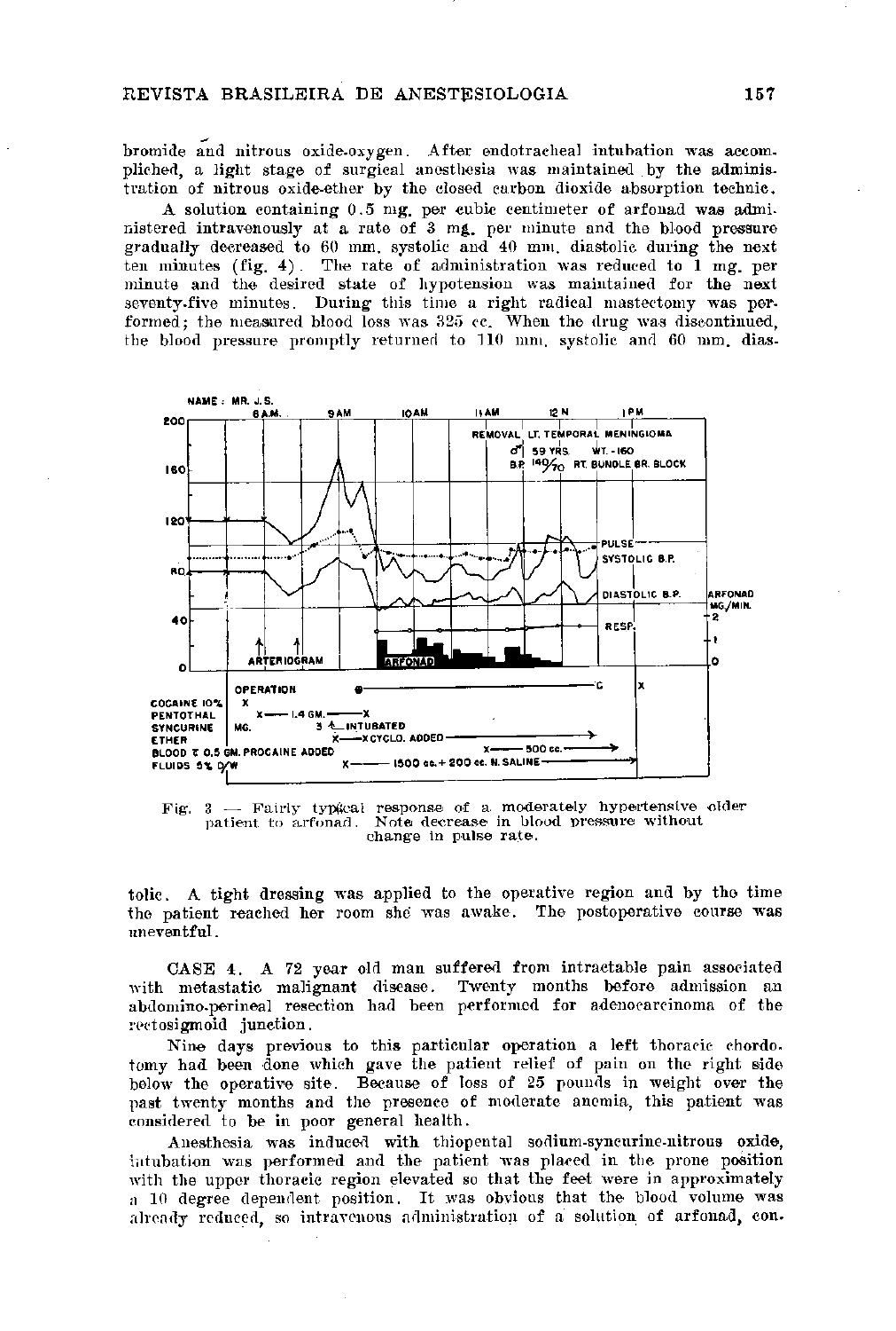bromide and nitrous oxide-oxygen. After endotracheal intubation was accomplished, a light stage of surgical anesthesia was maintained by the administration of nitrous oxide-ether by the closed carbon dioxide absorption technic.

A solution containing 0.5 mg. per cubic centimeter of arfonad was administered intravenously at a rate of 3 mg. per minute and the blood pressure gradually decreased to 60 mm. systolic and 40 mm. diastolic during the next ten minutes (fig. 4). The rate of administration was reduced to 1 mg. per minute and the desired state of hypotension was maintained for the next seventy-five minutes. During this time a right radical mastectomy was performed; the measured blood loss was 325 cc. When the drug was discontinued, the blood pressure promptly returned to 110 mm. systolic and 60 mm. diastolic.

Fig. 3 — Fairly typical response of a moderately hypertensive older patient to arfonad. Note decrease in blood pressure without change in pulse rate.

tolic. A tight dressing was applied to the operative region and by the time the patient reached her room she was awake. The postoperative course was uneventful.

CASE 4. A 72 year old man suffered from intractable pain associated with metastatic malignant disease. Twenty months before admission an abdomino-perineal resection had been performed for adenocarcinoma of the rectosigmoid junction.

Nine days previous to this particular operation a left thoracic chordotomy had been done which gave the patient relief of pain on the right side below the operative site. Because of loss of 25 pounds in weight over the past twenty months and the presence of moderate anemia, this patient was considered to be in poor general health.

Anesthesia was induced with thiopental sodium-syncurine-nitrous oxide, intubation was performed and the patient was placed in the prone position with the upper thoracic region elevated so that the feet were in approximately a 10 degree dependent position. It was obvious that the blood volume was already reduced, so intravenous administration of a solution of arfonad, con-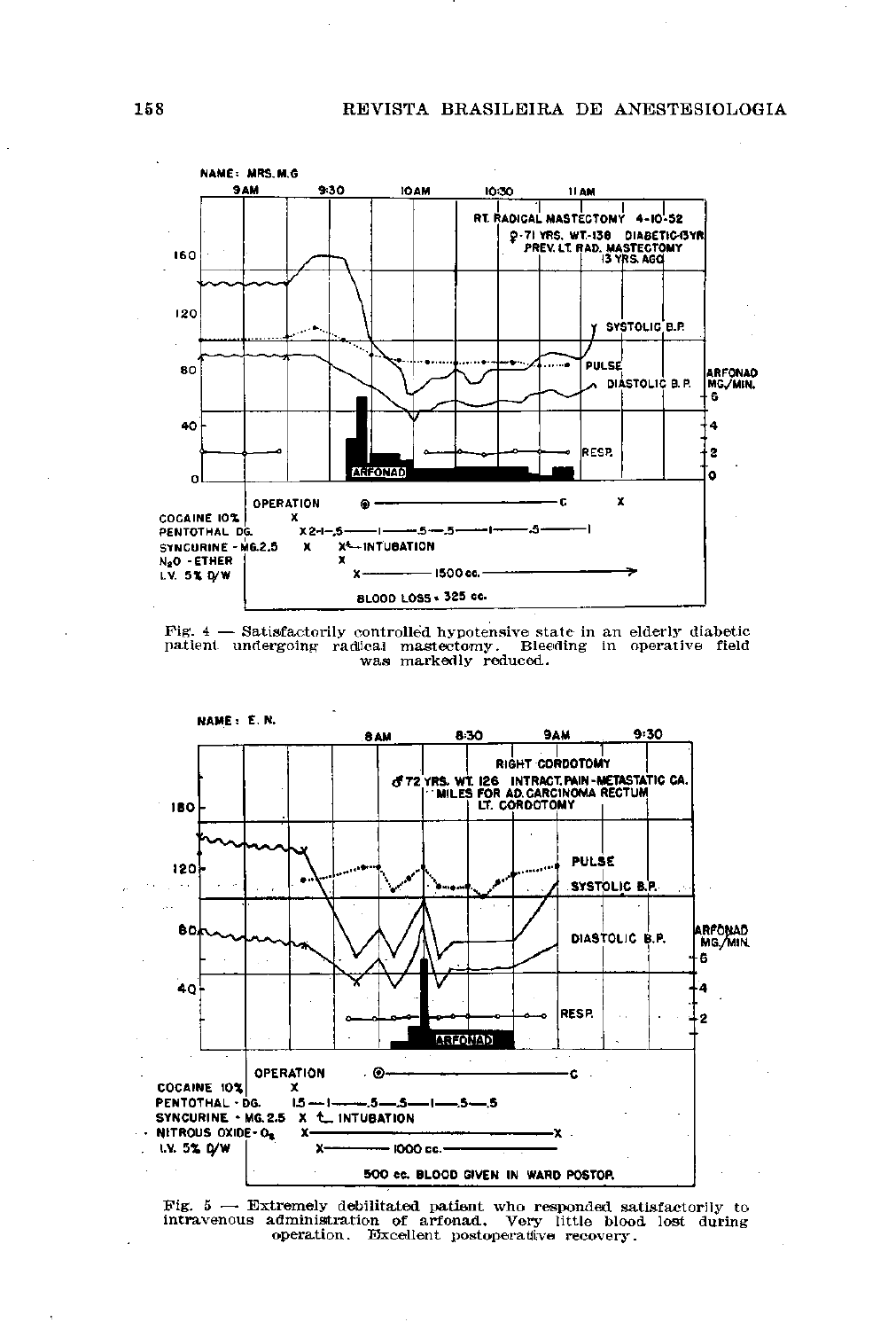NAME: MRS. M.G

RT. RADICAL MASTECTOMY 4-10-52
♀-71 YRS. WT.-138 DIABETIC-13YR
PREV. LT. RAD. MASTECTOMY 13 YRS. AGO

| | |
|---|---|
| OPERATION | ⊙ ——— C ——— X |
| COCAINE 10% | X |
| PENTOTHAL DG. | X 2-1-.5 —— 1 —— .5 —— .5 —— 1 —— .5 —— 1 |
| SYNCURINE - MG. 2.5 | X X ← INTUBATION |
| $N_2O$ - ETHER | X |
| I.V. 5% D/W | X —— 1500 cc. ——→ |
| | BLOOD LOSS - 325 cc. |

Fig. 4 — Satisfactorily controlled hypotensive state in an elderly diabetic patient undergoing radical mastectomy. Bleeding in operative field was markedly reduced.

NAME: E. N.

RIGHT CORDOTOMY
♂ 72 YRS. WT. 126 INTRACT. PAIN - METASTATIC CA.
MILES FOR AD. CARCINOMA RECTUM
LT. CORDOTOMY

| | |
|---|---|
| OPERATION | ⊙ ——— C |
| COCAINE 10% | X |
| PENTOTHAL - DG. | 1.5 — 1 —— .5 — .5 —— 1 — .5 — .5 |
| SYNCURINE - MG. 2.5 | X ← INTUBATION |
| NITROUS OXIDE - $O_2$ | X ——— X |
| I.V. 5% D/W | X —— 1000 cc. |
| | 500 cc. BLOOD GIVEN IN WARD POSTOP. |

Fig. 5 — Extremely debilitated patient who responded satisfactorily to intravenous administration of arfonad. Very little blood lost during operation. Excellent postoperative recovery.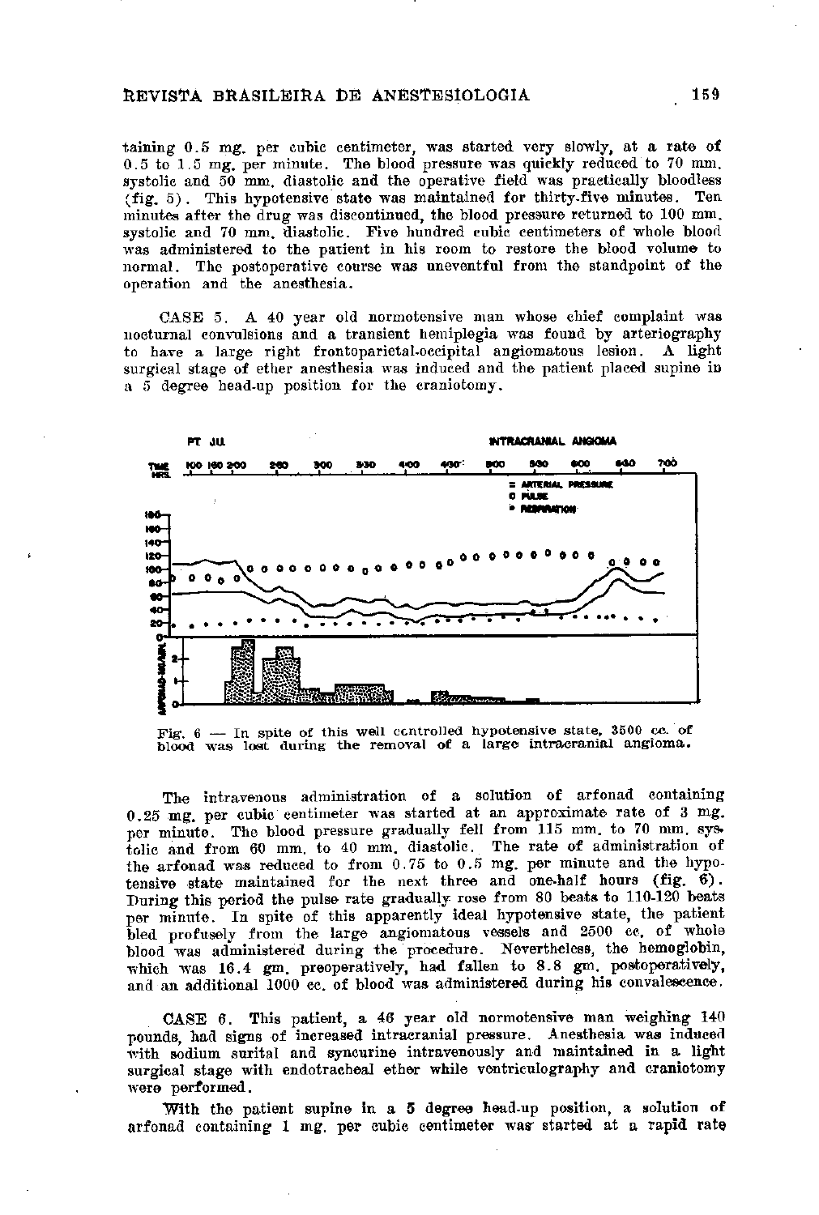taining 0.5 mg. per cubic centimeter, was started very slowly, at a rate of 0.5 to 1.5 mg. per minute. The blood pressure was quickly reduced to 70 mm. systolic and 50 mm. diastolic and the operative field was practically bloodless (fig. 5). This hypotensive state was maintained for thirty-five minutes. Ten minutes after the drug was discontinued, the blood pressure returned to 100 mm. systolic and 70 mm. diastolic. Five hundred cubic centimeters of whole blood was administered to the patient in his room to restore the blood volume to normal. The postoperative course was uneventful from the standpoint of the operation and the anesthesia.

CASE 5. A 40 year old normotensive man whose chief complaint was nocturnal convulsions and a transient hemiplegia was found by arteriography to have a large right frontoparietal-occipital angiomatous lesion. A light surgical stage of ether anesthesia was induced and the patient placed supine in a 5 degree head-up position for the craniotomy.

Fig. 6 — In spite of this well controlled hypotensive state, 3500 cc. of blood was lost during the removal of a large intracranial angioma.

The intravenous administration of a solution of arfonad containing 0.25 mg. per cubic centimeter was started at an approximate rate of 3 mg. per minute. The blood pressure gradually fell from 115 mm. to 70 mm. systolic and from 60 mm. to 40 mm. diastolic. The rate of administration of the arfonad was reduced to from 0.75 to 0.5 mg. per minute and the hypotensive state maintained for the next three and one-half hours (fig. 6). During this period the pulse rate gradually rose from 80 beats to 110-120 beats per minute. In spite of this apparently ideal hypotensive state, the patient bled profusely from the large angiomatous vessels and 2500 cc. of whole blood was administered during the procedure. Nevertheless, the hemoglobin, which was 16.4 gm. preoperatively, had fallen to 8.8 gm. postoperatively, and an additional 1000 cc. of blood was administered during his convalescence.

CASE 6. This patient, a 46 year old normotensive man weighing 140 pounds, had signs of increased intracranial pressure. Anesthesia was induced with sodium surital and syncurine intravenously and maintained in a light surgical stage with endotracheal ether while ventriculography and craniotomy were performed.

With the patient supine in a 5 degree head-up position, a solution of arfonad containing 1 mg. per cubic centimeter was started at a rapid rate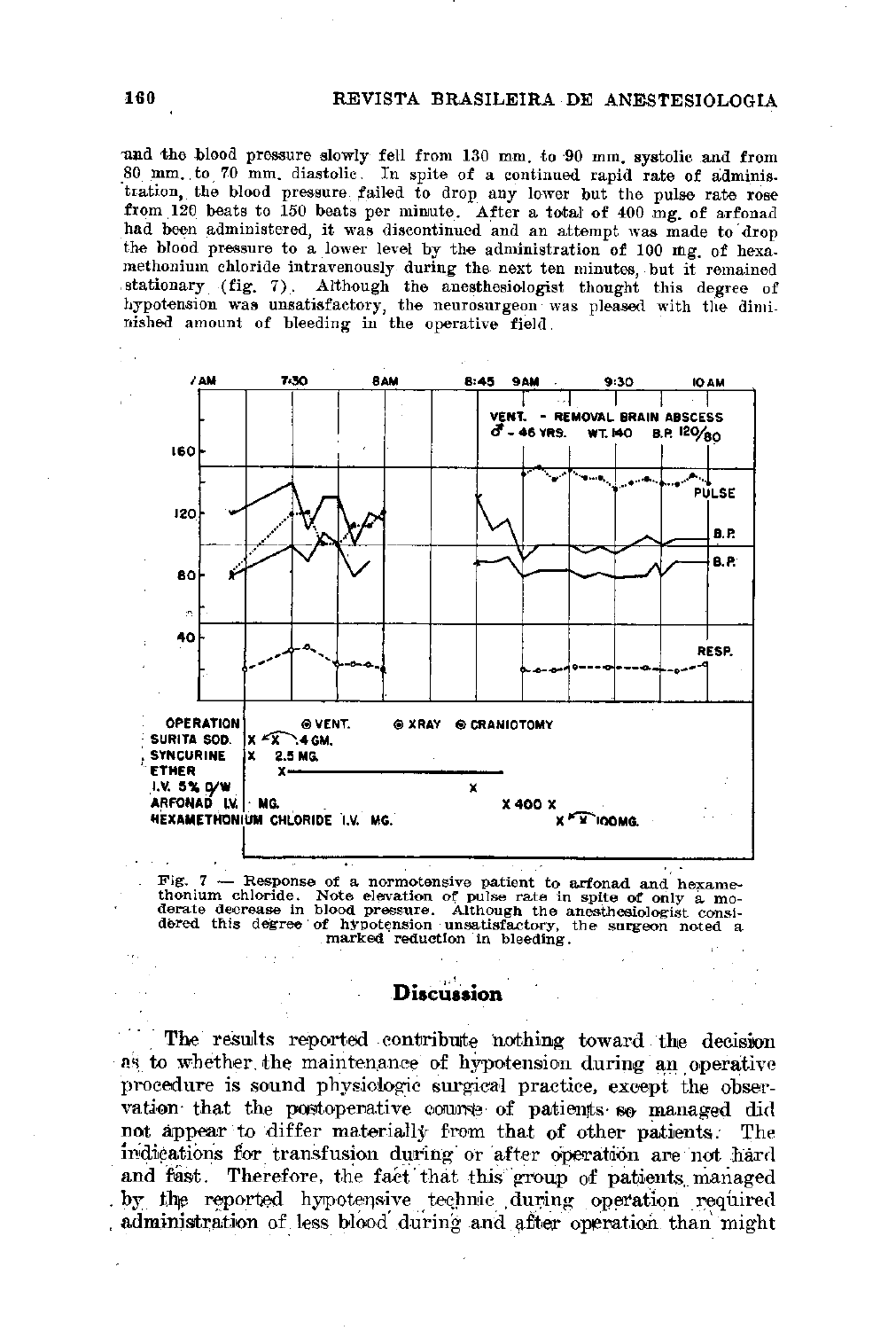and the blood pressure slowly fell from 130 mm. to 90 mm. systolic and from 80 mm. to 70 mm. diastolic. In spite of a continued rapid rate of administration, the blood pressure failed to drop any lower but the pulse rate rose from 120 beats to 150 beats per minute. After a total of 400 mg. of arfonad had been administered, it was discontinued and an attempt was made to drop the blood pressure to a lower level by the administration of 100 mg. of hexamethonium chloride intravenously during the next ten minutes, but it remained stationary (fig. 7). Although the anesthesiologist thought this degree of hypotension was unsatisfactory, the neurosurgeon was pleased with the diminished amount of bleeding in the operative field.

Fig. 7 — Response of a normotensive patient to arfonad and hexamethonium chloride. Note elevation of pulse rate in spite of only a moderate decrease in blood pressure. Although the anesthesiologist considered this degree of hypotension unsatisfactory, the surgeon noted a marked reduction in bleeding.

## Discussion

The results reported contribute nothing toward the decision as to whether the maintenance of hypotension during an operative procedure is sound physiologic surgical practice, except the observation that the postoperative course of patients so managed did not appear to differ materially from that of other patients. The indications for transfusion during or after operation are not hard and fast. Therefore, the fact that this group of patients managed by the reported hypotensive technic during operation required administration of less blood during and after operation than might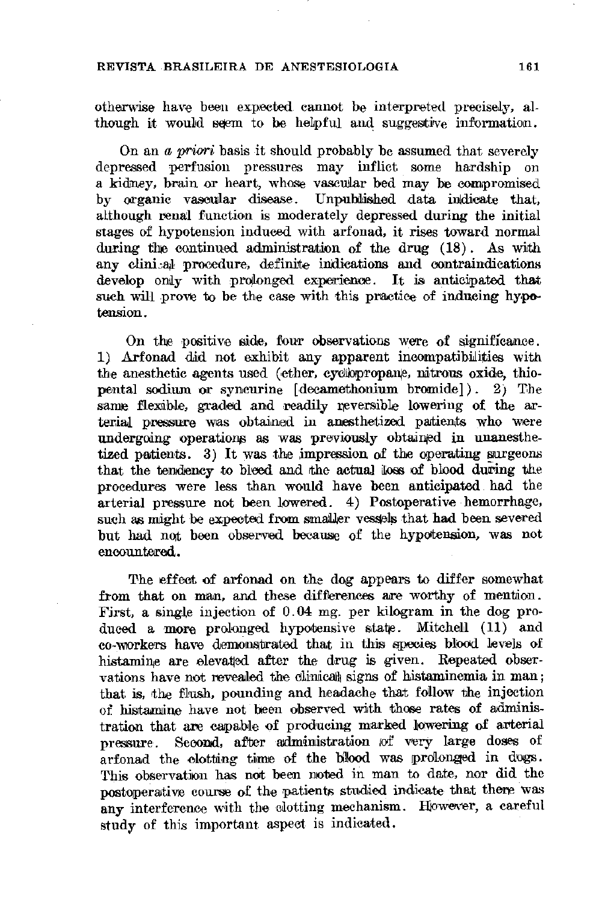otherwise have been expected cannot be interpreted precisely, although it would seem to be helpful and suggestive information.

On an *a priori* basis it should probably be assumed that severely depressed perfusion pressures may inflict some hardship on a kidney, brain or heart, whose vascular bed may be compromised by organic vascular disease. Unpublished data indicate that, although renal function is moderately depressed during the initial stages of hypotension induced with arfonad, it rises toward normal during the continued administration of the drug (18). As with any clinical procedure, definite indications and contraindications develop only with prolonged experience. It is anticipated that such will prove to be the case with this practice of inducing hypotension.

On the positive side, four observations were of significance. 1) Arfonad did not exhibit any apparent incompatibilities with the anesthetic agents used (ether, cyclopropane, nitrous oxide, thiopental sodium or syncurine [decamethonium bromide]). 2) The same flexible, graded and readily reversible lowering of the arterial pressure was obtained in anesthetized patients who were undergoing operations as was previously obtained in unanesthetized patients. 3) It was the impression of the operating surgeons that the tendency to bleed and the actual loss of blood during the procedures were less than would have been anticipated had the arterial pressure not been lowered. 4) Postoperative hemorrhage, such as might be expected from smaller vessels that had been severed but had not been observed because of the hypotension, was not encountered.

The effect of arfonad on the dog appears to differ somewhat from that on man, and these differences are worthy of mention. First, a single injection of 0.04 mg. per kilogram in the dog produced a more prolonged hypotensive state. Mitchell (11) and co-workers have demonstrated that in this species blood levels of histamine are elevated after the drug is given. Repeated observations have not revealed the clinical signs of histaminemia in man; that is, the flush, pounding and headache that follow the injection of histamine have not been observed with those rates of administration that are capable of producing marked lowering of arterial pressure. Second, after administration of very large doses of arfonad the clotting time of the blood was prolonged in dogs. This observation has not been noted in man to date, nor did the postoperative course of the patients studied indicate that there was any interference with the clotting mechanism. However, a careful study of this important aspect is indicated.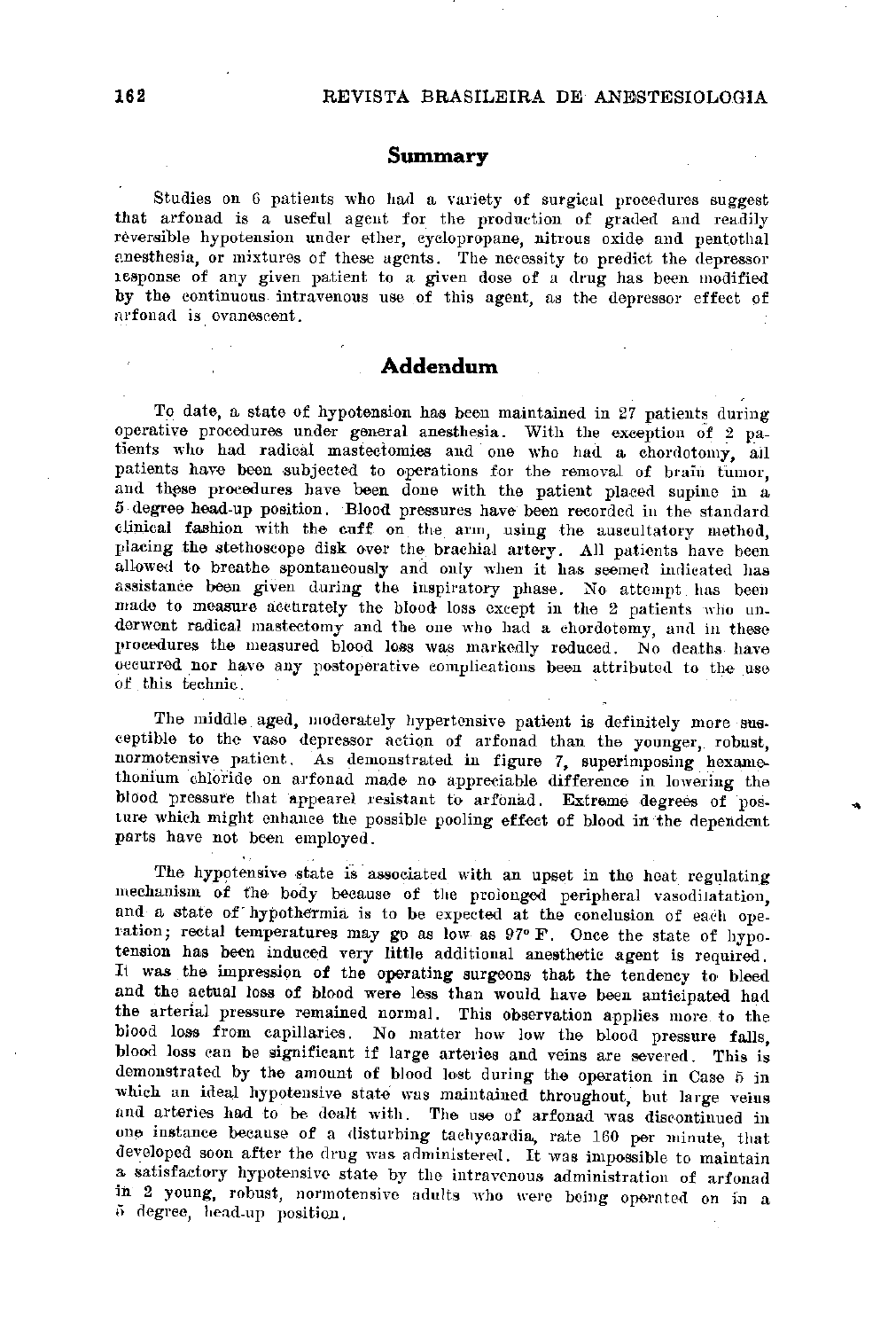## Summary

Studies on 6 patients who had a variety of surgical procedures suggest that arfonad is a useful agent for the production of graded and readily reversible hypotension under ether, cyclopropane, nitrous oxide and pentothal anesthesia, or mixtures of these agents. The necessity to predict the depressor response of any given patient to a given dose of a drug has been modified by the continuous intravenous use of this agent, as the depressor effect of arfonad is evanescent.

## Addendum

To date, a state of hypotension has been maintained in 27 patients during operative procedures under general anesthesia. With the exception of 2 patients who had radical mastectomies and one who had a chordotomy, all patients have been subjected to operations for the removal of brain tumor, and these procedures have been done with the patient placed supine in a 5 degree head-up position. Blood pressures have been recorded in the standard clinical fashion with the cuff on the arm, using the auscultatory method, placing the stethoscope disk over the brachial artery. All patients have been allowed to breathe spontaneously and only when it has seemed indicated has assistance been given during the inspiratory phase. No attempt has been made to measure accurately the blood loss except in the 2 patients who underwent radical mastectomy and the one who had a chordotomy, and in these procedures the measured blood loss was markedly reduced. No deaths have occurred nor have any postoperative complications been attributed to the use of this technic.

The middle aged, moderately hypertensive patient is definitely more susceptible to the vaso depressor action of arfonad than the younger, robust, normotensive patient. As demonstrated in figure 7, superimposing hexamethonium chloride on arfonad made no appreciable difference in lowering the blood pressure that appeared resistant to arfonad. Extreme degrees of posture which might enhance the possible pooling effect of blood in the dependent parts have not been employed.

The hypotensive state is associated with an upset in the heat regulating mechanism of the body because of the prolonged peripheral vasodilatation, and a state of hypothermia is to be expected at the conclusion of each operation; rectal temperatures may go as low as 97° F. Once the state of hypotension has been induced very little additional anesthetic agent is required. It was the impression of the operating surgeons that the tendency to bleed and the actual loss of blood were less than would have been anticipated had the arterial pressure remained normal. This observation applies more to the blood loss from capillaries. No matter how low the blood pressure falls, blood loss can be significant if large arteries and veins are severed. This is demonstrated by the amount of blood lost during the operation in Case 5 in which an ideal hypotensive state was maintained throughout, but large veins and arteries had to be dealt with. The use of arfonad was discontinued in one instance because of a disturbing tachycardia, rate 160 per minute, that developed soon after the drug was administered. It was impossible to maintain a satisfactory hypotensive state by the intravenous administration of arfonad in 2 young, robust, normotensive adults who were being operated on in a 5 degree, head-up position.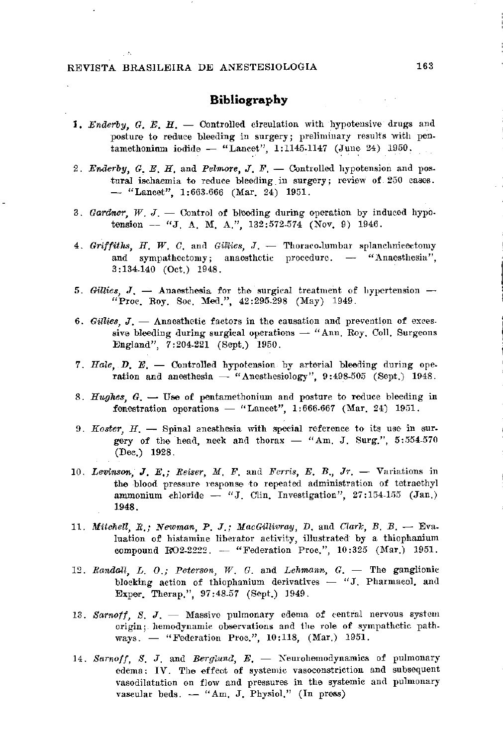## Bibliography

1. *Enderby, G. E. H.* — Controlled circulation with hypotensive drugs and posture to reduce bleeding in surgery; preliminary results with pentamethonium iodide — "Lancet", 1:1145-1147 (June 24) 1950.

2. *Enderby, G. E. H.* and *Pelmore, J. F.* — Controlled hypotension and postural ischaemia to reduce bleeding in surgery; review of 250 cases. — "Lancet", 1:663-666 (Mar. 24) 1951.

3. *Gardner, W. J.* — Control of bleeding during operation by induced hypotension — "J. A. M. A.", 132:572-574 (Nov. 9) 1946.

4. *Griffiths, H. W. C.* and *Gillies, J.* — Thoraco-lumbar splanchnicectomy and sympathectomy; anaesthetic procedure. — "Anaesthesia", 3:134-140 (Oct.) 1948.

5. *Gillies, J.* — Anaesthesia for the surgical treatment of hypertension — "Proc. Roy. Soc. Med.", 42:295-298 (May) 1949.

6. *Gillies, J.* — Anaesthetic factors in the causation and prevention of excessive bleeding during surgical operations — "Ann. Roy. Coll. Surgeons England", 7:204-221 (Sept.) 1950.

7. *Hale, D. E.* — Controlled hypotension by arterial bleeding during operation and anesthesia — "Anesthesiology", 9:498-505 (Sept.) 1948.

8. *Hughes, G.* — Use of pentamethonium and posture to reduce bleeding in fenestration operations — "Lancet", 1:666-667 (Mar. 24) 1951.

9. *Koster, H.* — Spinal anesthesia with special reference to its use in surgery of the head, neck and thorax — "Am. J. Surg.", 5:554-570 (Dec.) 1928.

10. *Levinson, J. E.; Reiser, M. F.* and *Ferris, E. B., Jr.* — Variations in the blood pressure response to repeated administration of tetraethyl ammonium chloride — "J. Clin. Investigation", 27:154-155 (Jan.) 1948.

11. *Mitchell, R.; Newman, P. J.; MacGillivray, D.* and *Clark, B. B.* — Evaluation of histamine liberator activity, illustrated by a thiophanium compound RO2-2222. — "Federation Proc.", 10:325 (Mar.) 1951.

12. *Randall, L. O.; Peterson, W. G.* and *Lehmann, G.* — The ganglionic blocking action of thiophanium derivatives — "J. Pharmacol. and Exper. Therap.", 97:48-57 (Sept.) 1949.

13. *Sarnoff, S. J.* — Massive pulmonary edema of central nervous system origin; hemodynamic observations and the role of sympathetic pathways. — "Federation Proc.", 10:118, (Mar.) 1951.

14. *Sarnoff, S. J.* and *Berglund, E.* — Neurohemodynamics of pulmonary edema: IV. The effect of systemic vasoconstriction and subsequent vasodilatation on flow and pressures in the systemic and pulmonary vascular beds. — "Am. J. Physiol." (In press)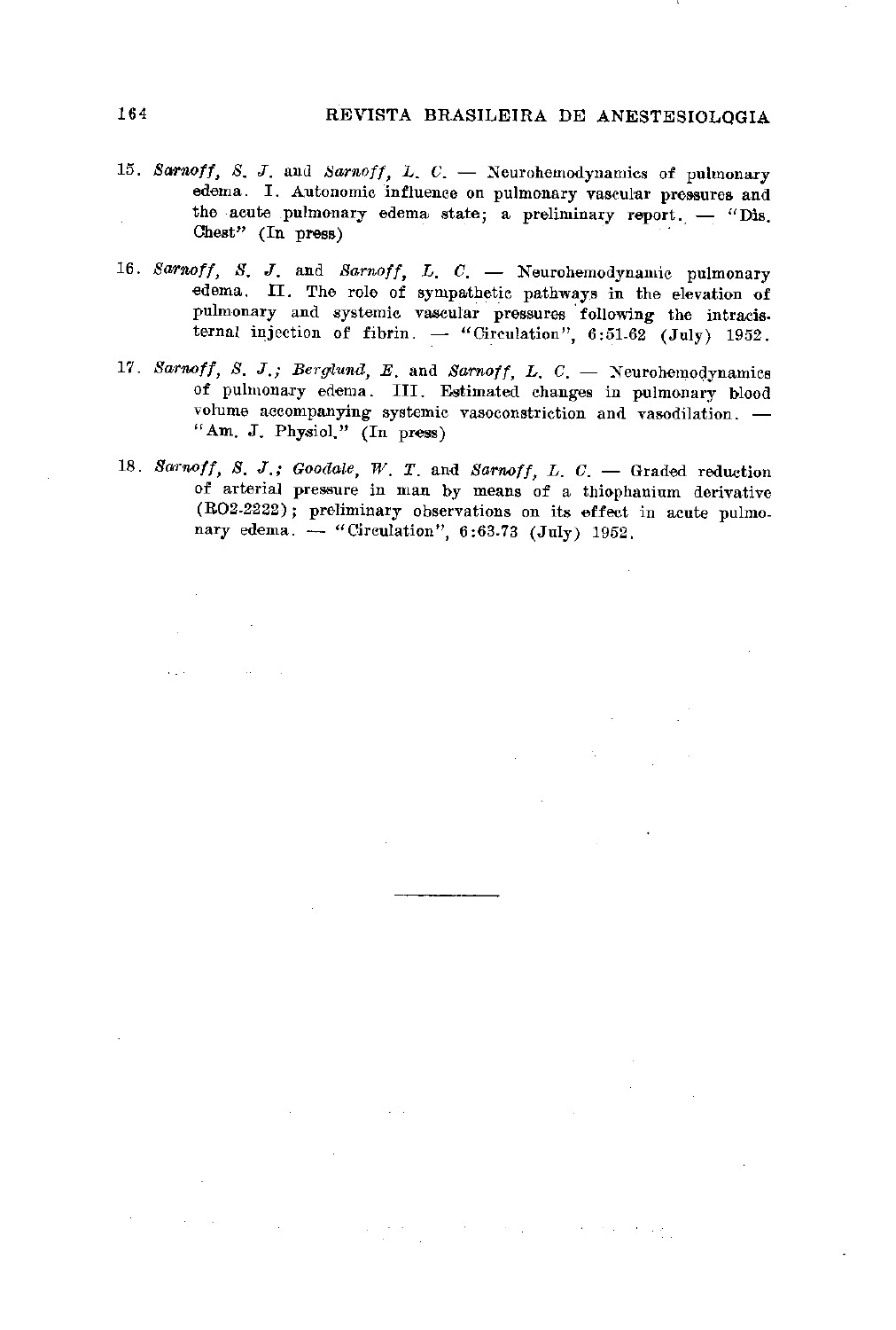15. *Sarnoff, S. J.* and *Sarnoff, L. C.* — Neurohemodynamics of pulmonary edema. I. Autonomic influence on pulmonary vascular pressures and the acute pulmonary edema state; a preliminary report. — "Dis. Chest" (In press)

16. *Sarnoff, S. J.* and *Sarnoff, L. C.* — Neurohemodynamic pulmonary edema. II. The role of sympathetic pathways in the elevation of pulmonary and systemic vascular pressures following the intracisternal injection of fibrin. — "Circulation", 6:51-62 (July) 1952.

17. *Sarnoff, S. J.; Berglund, E.* and *Sarnoff, L. C.* — Neurohemodynamics of pulmonary edema. III. Estimated changes in pulmonary blood volume accompanying systemic vasoconstriction and vasodilation. — "Am. J. Physiol." (In press)

18. *Sarnoff, S. J.; Goodale, W. T.* and *Sarnoff, L. C.* — Graded reduction of arterial pressure in man by means of a thiophanium derivative (RO2-2222); preliminary observations on its effect in acute pulmonary edema. — "Circulation", 6:63-73 (July) 1952.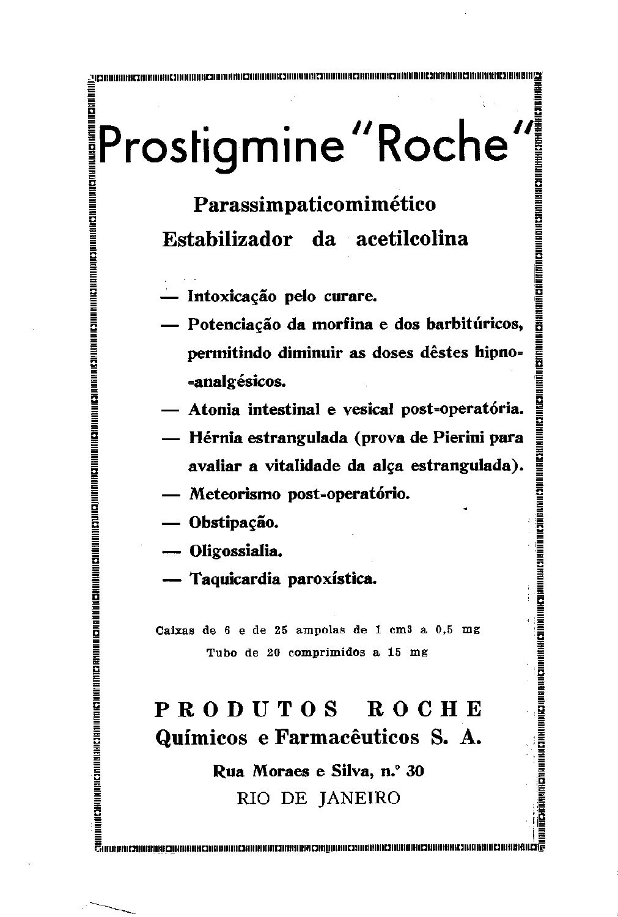# Prostigmine "Roche"

**Parassimpaticomimético**

**Estabilizador da acetilcolina**

- **— Intoxicação pelo curare.**
- **— Potenciação da morfina e dos barbitúricos, permitindo diminuir as doses dêstes hipno=analgésicos.**
- **— Atonia intestinal e vesical post=operatória.**
- **— Hérnia estrangulada (prova de Pierini para avaliar a vitalidade da alça estrangulada).**
- **— Meteorismo post=operatório.**
- **— Obstipação.**
- **— Oligossialia.**
- **— Taquicardia paroxística.**

Caixas de 6 e de 25 ampolas de 1 cm3 a 0,5 mg

Tubo de 20 comprimidos a 15 mg

**PRODUTOS ROCHE**

**Químicos e Farmacêuticos S. A.**

**Rua Moraes e Silva, n.° 30**

RIO DE JANEIRO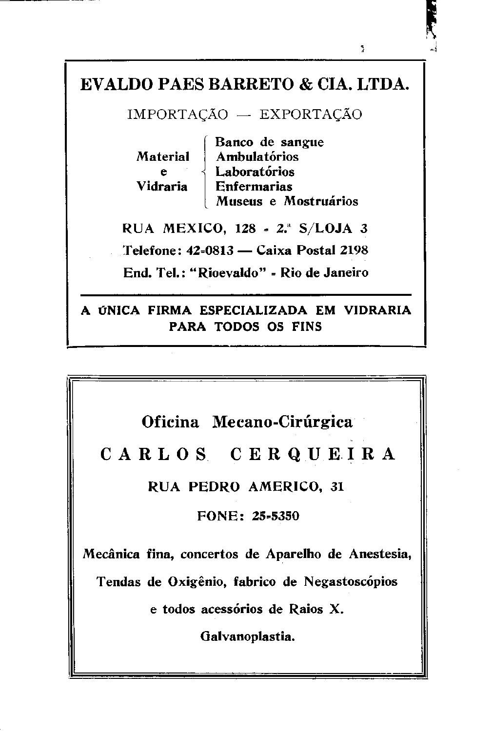# EVALDO PAES BARRETO & CIA. LTDA.

IMPORTAÇÃO — EXPORTAÇÃO

**Material e Vidraria**
- Banco de sangue
- Ambulatórios
- Laboratórios
- Enfermarias
- Museus e Mostruários

RUA MEXICO, 128 - 2.ª S/LOJA 3

Telefone: 42-0813 — Caixa Postal 2198

End. Tel.: "Rioevaldo" - Rio de Janeiro

**A ÚNICA FIRMA ESPECIALIZADA EM VIDRARIA PARA TODOS OS FINS**

---

## Oficina Mecano-Cirúrgica

# CARLOS CERQUEIRA

RUA PEDRO AMERICO, 31

FONE: 25-5350

Mecânica fina, concertos de Aparelho de Anestesia, Tendas de Oxigênio, fabrico de Negastoscópios e todos acessórios de Raios X.

Galvanoplastia.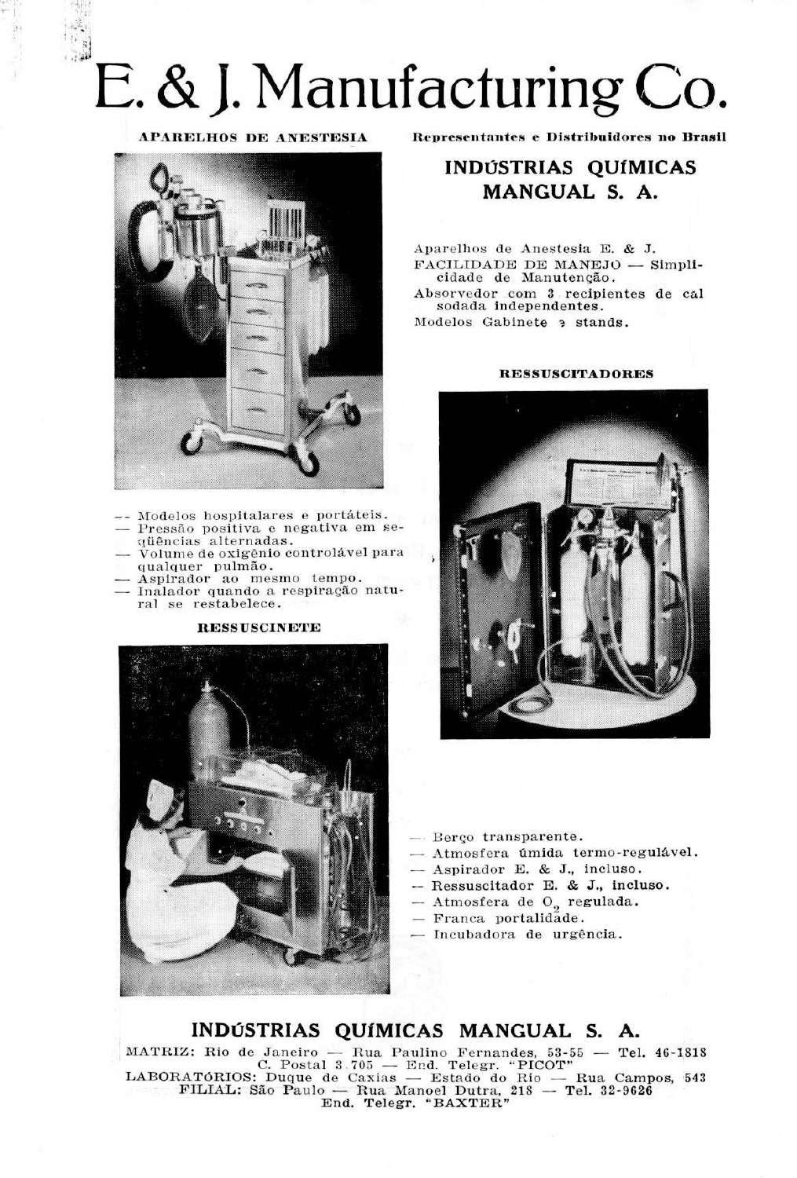# E. & J. Manufacturing Co.

**APARELHOS DE ANESTESIA**

**Representantes e Distribuidores no Brasil**

## INDÚSTRIAS QUÍMICAS MANGUAL S. A.

Aparelhos de Anestesia E. & J.
FACILIDADE DE MANEJO — Simplicidade de Manutenção.
Absorvedor com 3 recipientes de cal sodada independentes.
Modelos Gabinete e stands.

**RESSUSCITADORES**

- Modelos hospitalares e portáteis.
- Pressão positiva e negativa em seqüências alternadas.
- Volume de oxigênio controlável para qualquer pulmão.
- Aspirador ao mesmo tempo.
- Inalador quando a respiração natural se restabelece.

**RESSUSCINETE**

- Berço transparente.
- Atmosfera úmida termo-regulável.
- Aspirador E. & J., incluso.
- Ressuscitador E. & J., incluso.
- Atmosfera de $O_2$ regulada.
- Franca portalidade.
- Incubadora de urgência.

## INDÚSTRIAS QUÍMICAS MANGUAL S. A.

MATRIZ: Rio de Janeiro — Rua Paulino Fernandes, 53-55 — Tel. 46-1818
C. Postal 3.705 — End. Telegr. "PICOT"
LABORATÓRIOS: Duque de Caxias — Estado do Rio — Rua Campos, 543
FILIAL: São Paulo — Rua Manoel Dutra, 218 — Tel. 32-9626
End. Telegr. "BAXTER"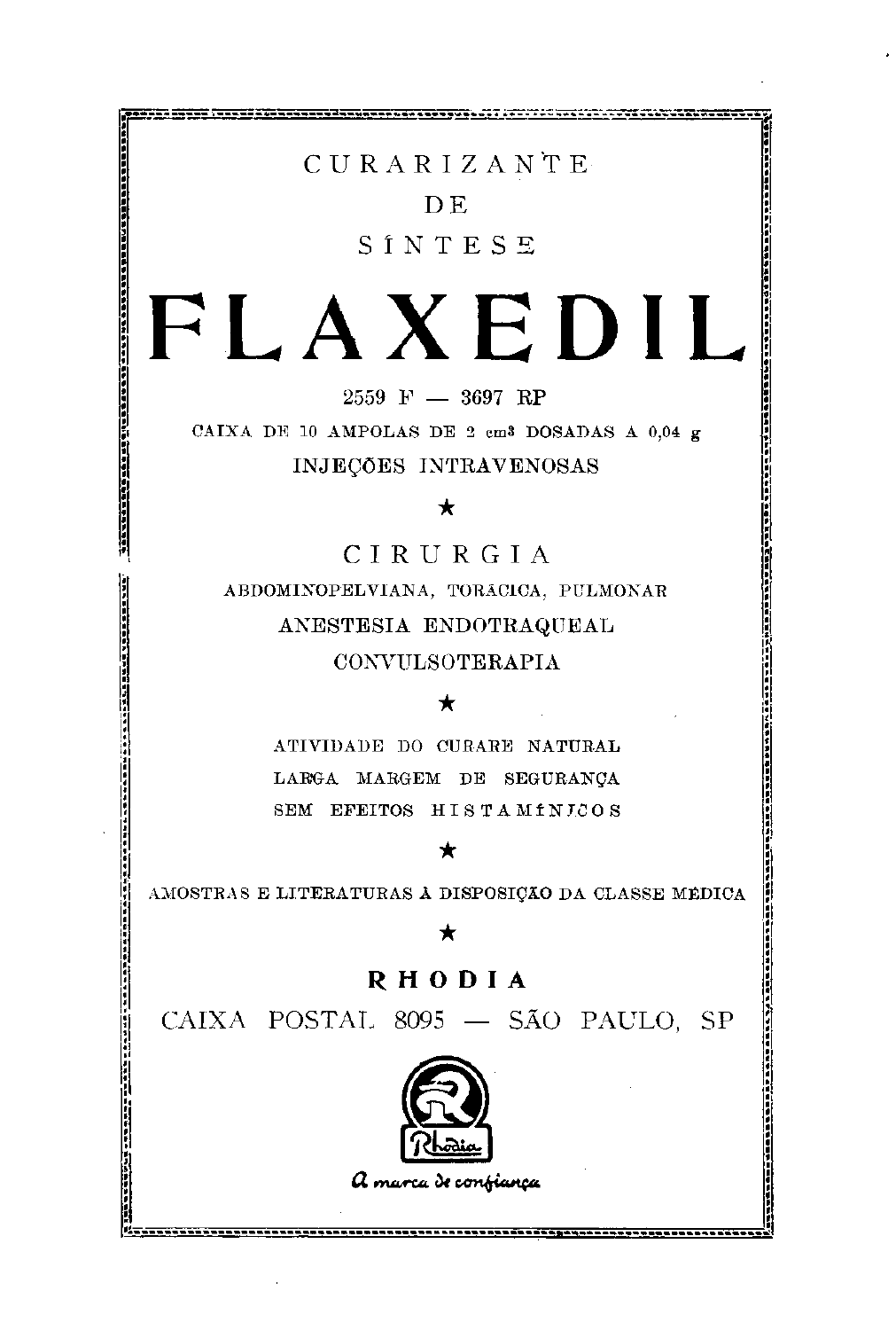CURARIZANTE

DE

SÍNTESE

# FLAXEDIL

2559 F — 3697 RP

CAIXA DE 10 AMPOLAS DE 2 $cm^3$ DOSADAS A 0,04 g

INJEÇÕES INTRAVENOSAS

★

CIRURGIA

ABDOMINOPELVIANA, TORÁCICA, PULMONAR

ANESTESIA ENDOTRAQUEAL

CONVULSOTERAPIA

★

ATIVIDADE DO CURARE NATURAL

LARGA MARGEM DE SEGURANÇA

SEM EFEITOS HISTAMÍNICOS

★

AMOSTRAS E LITERATURAS À DISPOSIÇÃO DA CLASSE MÉDICA

★

**RHODIA**

CAIXA POSTAL 8095 — SÃO PAULO, SP

Rhodia

*A marca de confiança*